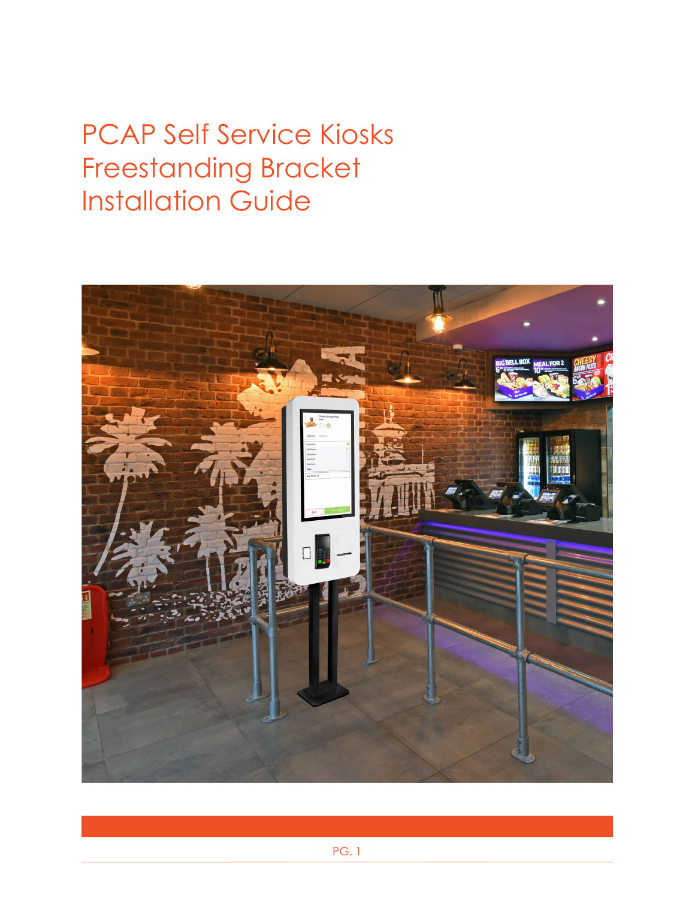# PCAP Self Service Kiosks Freestanding Bracket Installation Guide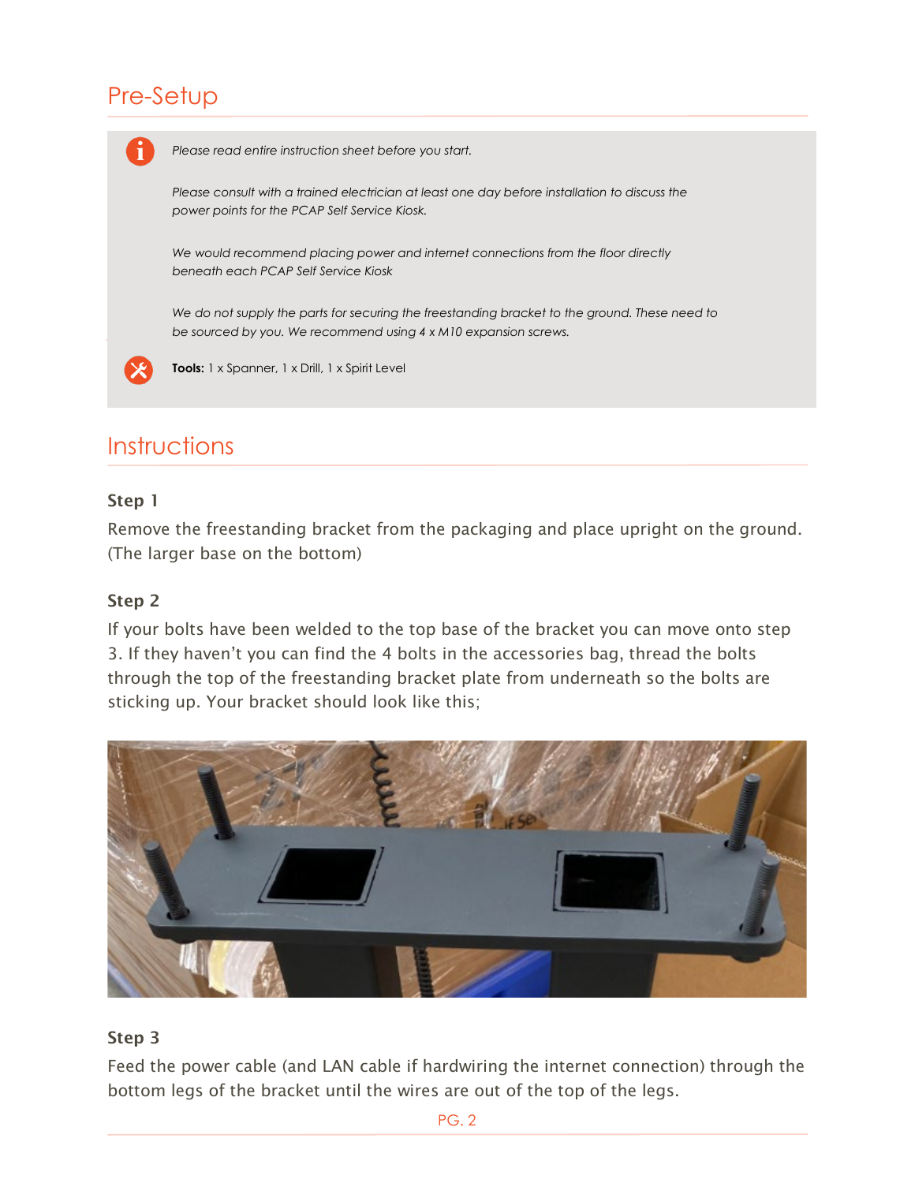## Pre-Setup

*Please read entire instruction sheet before you start.*

*Please consult with a trained electrician at least one day before installation to discuss the power points for the PCAP Self Service Kiosk.*

*We would recommend placing power and internet connections from the floor directly beneath each PCAP Self Service Kiosk*

*We do not supply the parts for securing the freestanding bracket to the ground. These need to be sourced by you. We recommend using 4 x M10 expansion screws.*

**Tools:** 1 x Spanner, 1 x Drill, 1 x Spirit Level

## Instructions

### Step 1

Remove the freestanding bracket from the packaging and place upright on the ground. (The larger base on the bottom)

### Step 2

If your bolts have been welded to the top base of the bracket you can move onto step 3. If they haven't you can find the 4 bolts in the accessories bag, thread the bolts through the top of the freestanding bracket plate from underneath so the bolts are sticking up. Your bracket should look like this;

### Step 3

Feed the power cable (and LAN cable if hardwiring the internet connection) through the bottom legs of the bracket until the wires are out of the top of the legs.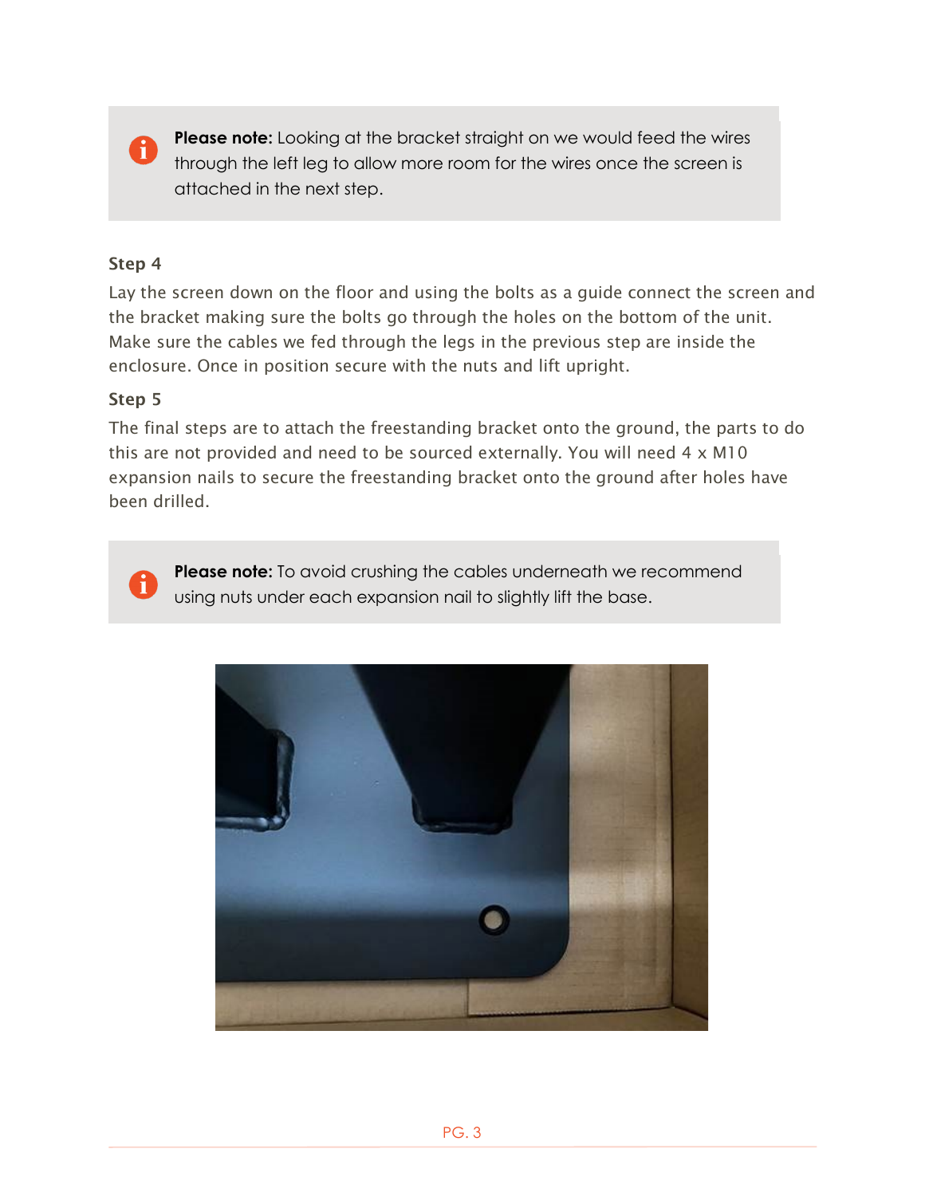**Please note:** Looking at the bracket straight on we would feed the wires through the left leg to allow more room for the wires once the screen is attached in the next step.

### Step 4

Lay the screen down on the floor and using the bolts as a guide connect the screen and the bracket making sure the bolts go through the holes on the bottom of the unit. Make sure the cables we fed through the legs in the previous step are inside the enclosure. Once in position secure with the nuts and lift upright.

### Step 5

The final steps are to attach the freestanding bracket onto the ground, the parts to do this are not provided and need to be sourced externally. You will need 4 x M10 expansion nails to secure the freestanding bracket onto the ground after holes have been drilled.

**Please note:** To avoid crushing the cables underneath we recommend using nuts under each expansion nail to slightly lift the base.